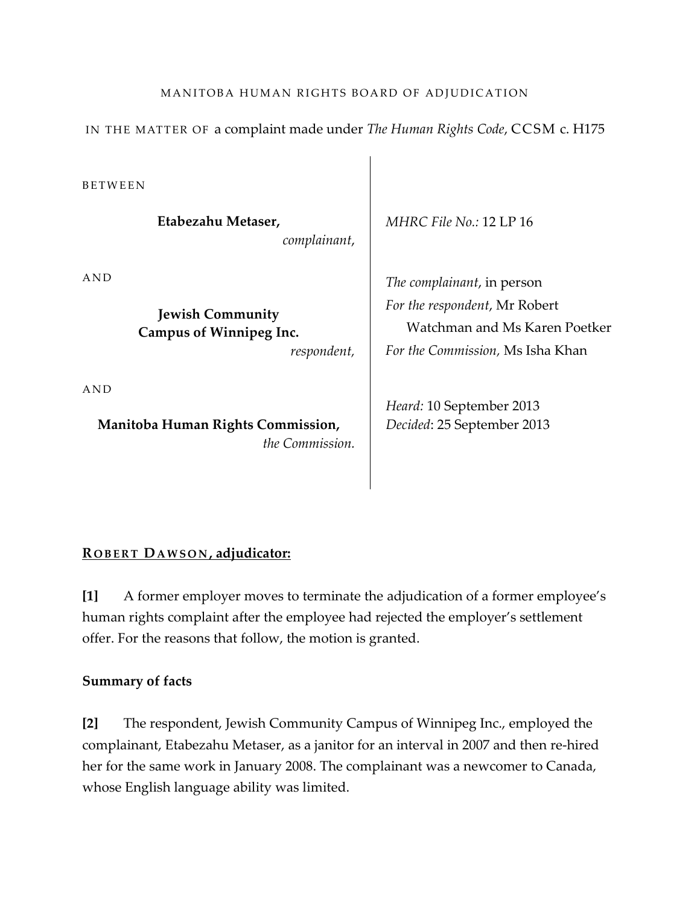MANITOBA HUMAN RIGHTS BOARD OF ADJUDICATION

IN THE MATTER OF a complaint made under *The Human Rights Code*, CCSM c. H175

BETWEEN

**Etabezahu Metaser,**
*complainant,*

AND

**Jewish Community Campus of Winnipeg Inc.**
*respondent,*

AND

**Manitoba Human Rights Commission,**
*the Commission.*

*MHRC File No.:* 12 LP 16

*The complainant*, in person
*For the respondent*, Mr Robert Watchman and Ms Karen Poetker
*For the Commission,* Ms Isha Khan

*Heard:* 10 September 2013
*Decided*: 25 September 2013

**ROBERT DAWSON, adjudicator:**

**[1]** A former employer moves to terminate the adjudication of a former employee's human rights complaint after the employee had rejected the employer's settlement offer. For the reasons that follow, the motion is granted.

**Summary of facts**

**[2]** The respondent, Jewish Community Campus of Winnipeg Inc., employed the complainant, Etabezahu Metaser, as a janitor for an interval in 2007 and then re-hired her for the same work in January 2008. The complainant was a newcomer to Canada, whose English language ability was limited.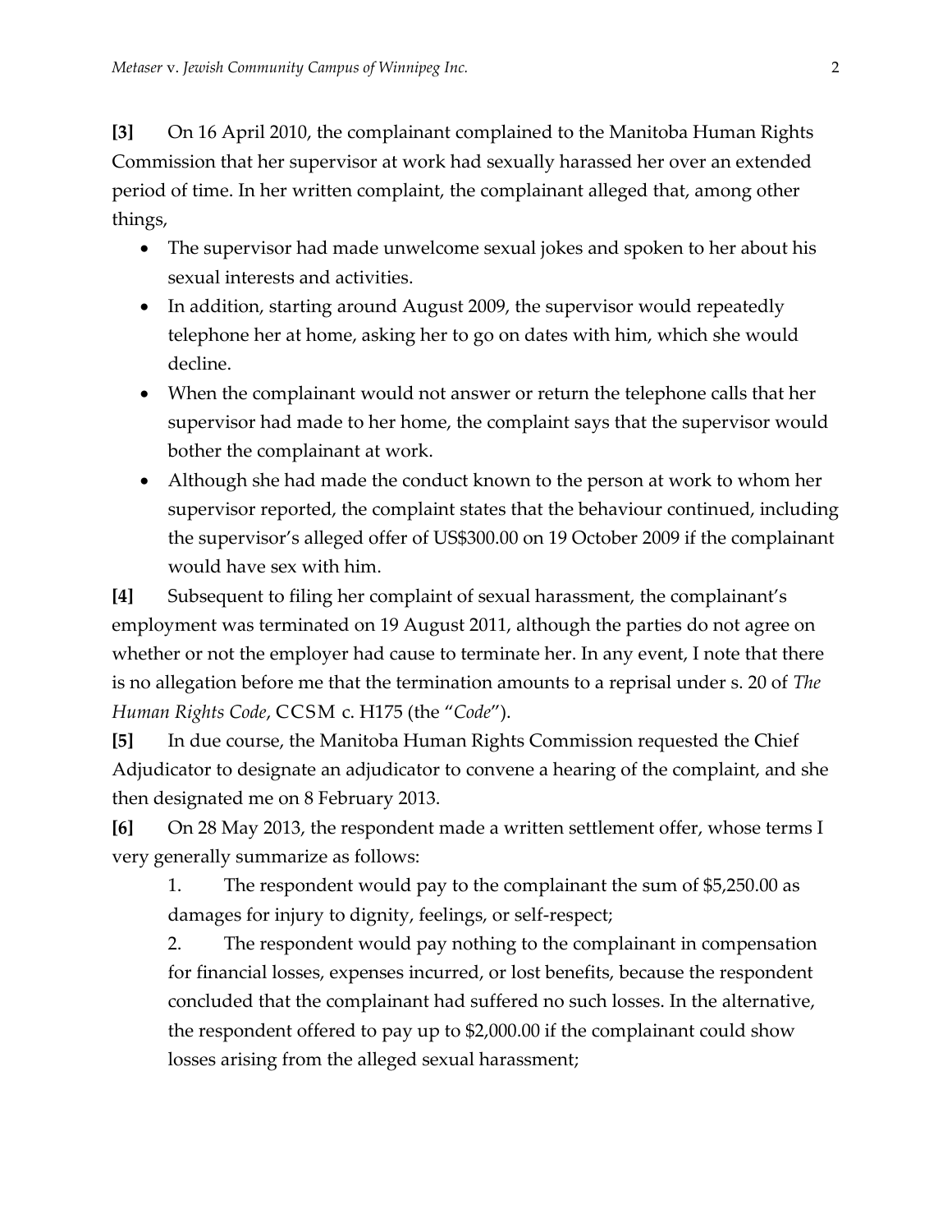**[3]** On 16 April 2010, the complainant complained to the Manitoba Human Rights Commission that her supervisor at work had sexually harassed her over an extended period of time. In her written complaint, the complainant alleged that, among other things,

- The supervisor had made unwelcome sexual jokes and spoken to her about his sexual interests and activities.
- In addition, starting around August 2009, the supervisor would repeatedly telephone her at home, asking her to go on dates with him, which she would decline.
- When the complainant would not answer or return the telephone calls that her supervisor had made to her home, the complaint says that the supervisor would bother the complainant at work.
- Although she had made the conduct known to the person at work to whom her supervisor reported, the complaint states that the behaviour continued, including the supervisor's alleged offer of US$300.00 on 19 October 2009 if the complainant would have sex with him.

**[4]** Subsequent to filing her complaint of sexual harassment, the complainant's employment was terminated on 19 August 2011, although the parties do not agree on whether or not the employer had cause to terminate her. In any event, I note that there is no allegation before me that the termination amounts to a reprisal under s. 20 of *The Human Rights Code*, CCSM c. H175 (the "*Code*").

**[5]** In due course, the Manitoba Human Rights Commission requested the Chief Adjudicator to designate an adjudicator to convene a hearing of the complaint, and she then designated me on 8 February 2013.

**[6]** On 28 May 2013, the respondent made a written settlement offer, whose terms I very generally summarize as follows:

1. The respondent would pay to the complainant the sum of $5,250.00 as damages for injury to dignity, feelings, or self-respect;
2. The respondent would pay nothing to the complainant in compensation for financial losses, expenses incurred, or lost benefits, because the respondent concluded that the complainant had suffered no such losses. In the alternative, the respondent offered to pay up to $2,000.00 if the complainant could show losses arising from the alleged sexual harassment;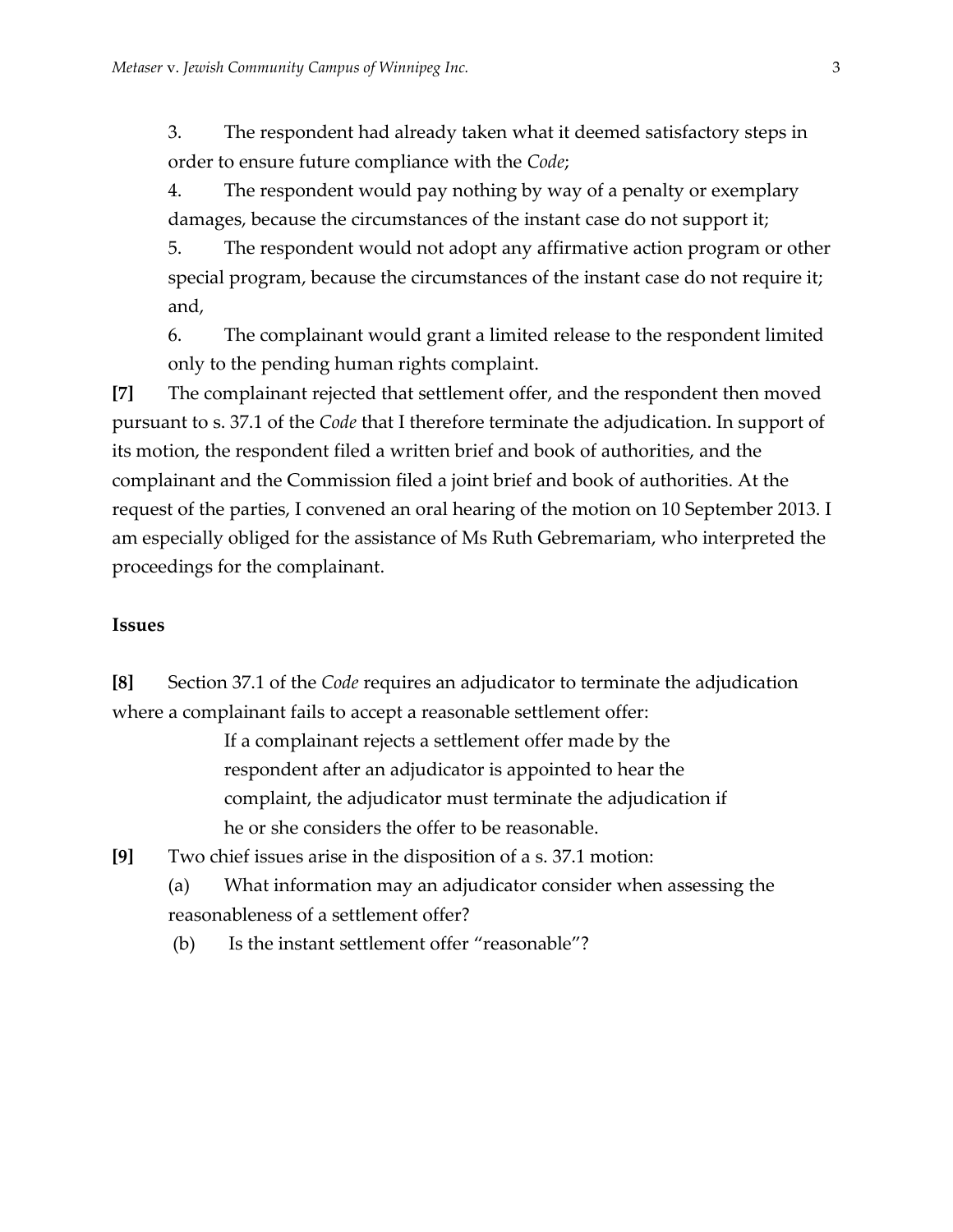3. The respondent had already taken what it deemed satisfactory steps in order to ensure future compliance with the *Code*;

4. The respondent would pay nothing by way of a penalty or exemplary damages, because the circumstances of the instant case do not support it;

5. The respondent would not adopt any affirmative action program or other special program, because the circumstances of the instant case do not require it; and,

6. The complainant would grant a limited release to the respondent limited only to the pending human rights complaint.

**[7]** The complainant rejected that settlement offer, and the respondent then moved pursuant to s. 37.1 of the *Code* that I therefore terminate the adjudication. In support of its motion, the respondent filed a written brief and book of authorities, and the complainant and the Commission filed a joint brief and book of authorities. At the request of the parties, I convened an oral hearing of the motion on 10 September 2013. I am especially obliged for the assistance of Ms Ruth Gebremariam, who interpreted the proceedings for the complainant.

**Issues**

**[8]** Section 37.1 of the *Code* requires an adjudicator to terminate the adjudication where a complainant fails to accept a reasonable settlement offer:

> If a complainant rejects a settlement offer made by the respondent after an adjudicator is appointed to hear the complaint, the adjudicator must terminate the adjudication if he or she considers the offer to be reasonable.

**[9]** Two chief issues arise in the disposition of a s. 37.1 motion:

(a) What information may an adjudicator consider when assessing the reasonableness of a settlement offer?

(b) Is the instant settlement offer "reasonable"?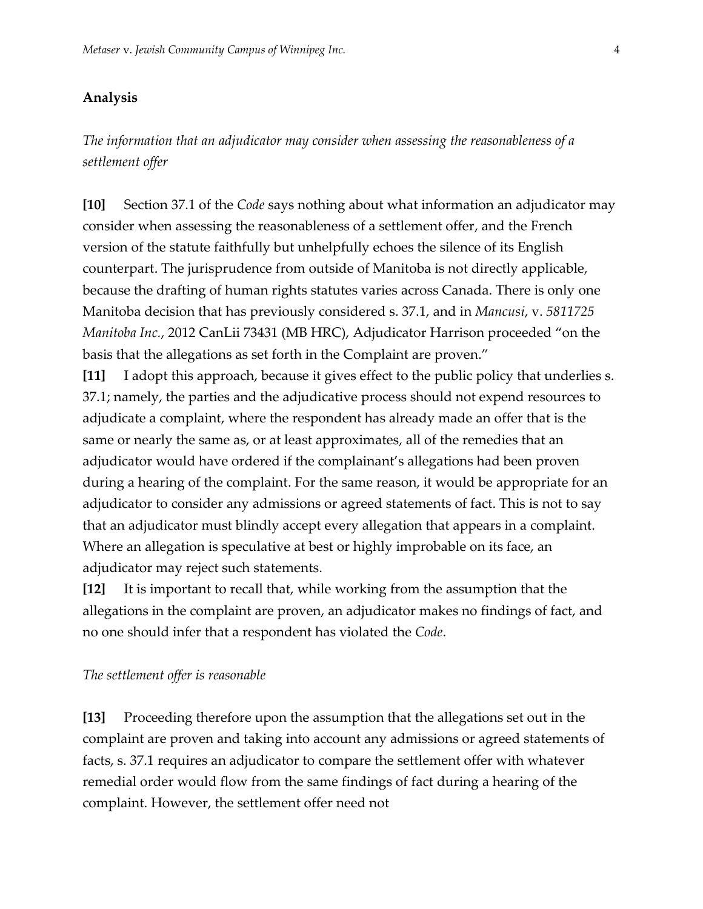## Analysis

*The information that an adjudicator may consider when assessing the reasonableness of a settlement offer*

**[10]** Section 37.1 of the *Code* says nothing about what information an adjudicator may consider when assessing the reasonableness of a settlement offer, and the French version of the statute faithfully but unhelpfully echoes the silence of its English counterpart. The jurisprudence from outside of Manitoba is not directly applicable, because the drafting of human rights statutes varies across Canada. There is only one Manitoba decision that has previously considered s. 37.1, and in *Mancusi*, v. *5811725 Manitoba Inc.*, 2012 CanLii 73431 (MB HRC), Adjudicator Harrison proceeded "on the basis that the allegations as set forth in the Complaint are proven."

**[11]** I adopt this approach, because it gives effect to the public policy that underlies s. 37.1; namely, the parties and the adjudicative process should not expend resources to adjudicate a complaint, where the respondent has already made an offer that is the same or nearly the same as, or at least approximates, all of the remedies that an adjudicator would have ordered if the complainant's allegations had been proven during a hearing of the complaint. For the same reason, it would be appropriate for an adjudicator to consider any admissions or agreed statements of fact. This is not to say that an adjudicator must blindly accept every allegation that appears in a complaint. Where an allegation is speculative at best or highly improbable on its face, an adjudicator may reject such statements.

**[12]** It is important to recall that, while working from the assumption that the allegations in the complaint are proven, an adjudicator makes no findings of fact, and no one should infer that a respondent has violated the *Code*.

*The settlement offer is reasonable*

**[13]** Proceeding therefore upon the assumption that the allegations set out in the complaint are proven and taking into account any admissions or agreed statements of facts, s. 37.1 requires an adjudicator to compare the settlement offer with whatever remedial order would flow from the same findings of fact during a hearing of the complaint. However, the settlement offer need not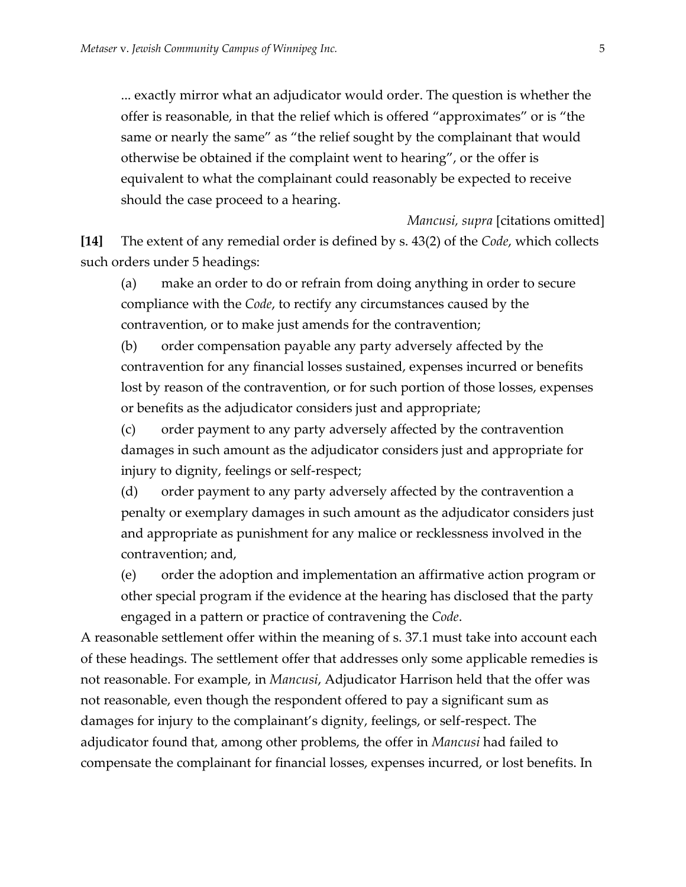> ... exactly mirror what an adjudicator would order. The question is whether the offer is reasonable, in that the relief which is offered "approximates" or is "the same or nearly the same" as "the relief sought by the complainant that would otherwise be obtained if the complaint went to hearing", or the offer is equivalent to what the complainant could reasonably be expected to receive should the case proceed to a hearing.
>
> *Mancusi, supra* [citations omitted]

**[14]** The extent of any remedial order is defined by s. 43(2) of the *Code*, which collects such orders under 5 headings:

> (a) make an order to do or refrain from doing anything in order to secure compliance with the *Code*, to rectify any circumstances caused by the contravention, or to make just amends for the contravention;
>
> (b) order compensation payable any party adversely affected by the contravention for any financial losses sustained, expenses incurred or benefits lost by reason of the contravention, or for such portion of those losses, expenses or benefits as the adjudicator considers just and appropriate;
>
> (c) order payment to any party adversely affected by the contravention damages in such amount as the adjudicator considers just and appropriate for injury to dignity, feelings or self-respect;
>
> (d) order payment to any party adversely affected by the contravention a penalty or exemplary damages in such amount as the adjudicator considers just and appropriate as punishment for any malice or recklessness involved in the contravention; and,
>
> (e) order the adoption and implementation an affirmative action program or other special program if the evidence at the hearing has disclosed that the party engaged in a pattern or practice of contravening the *Code*.

A reasonable settlement offer within the meaning of s. 37.1 must take into account each of these headings. The settlement offer that addresses only some applicable remedies is not reasonable. For example, in *Mancusi*, Adjudicator Harrison held that the offer was not reasonable, even though the respondent offered to pay a significant sum as damages for injury to the complainant's dignity, feelings, or self-respect. The adjudicator found that, among other problems, the offer in *Mancusi* had failed to compensate the complainant for financial losses, expenses incurred, or lost benefits. In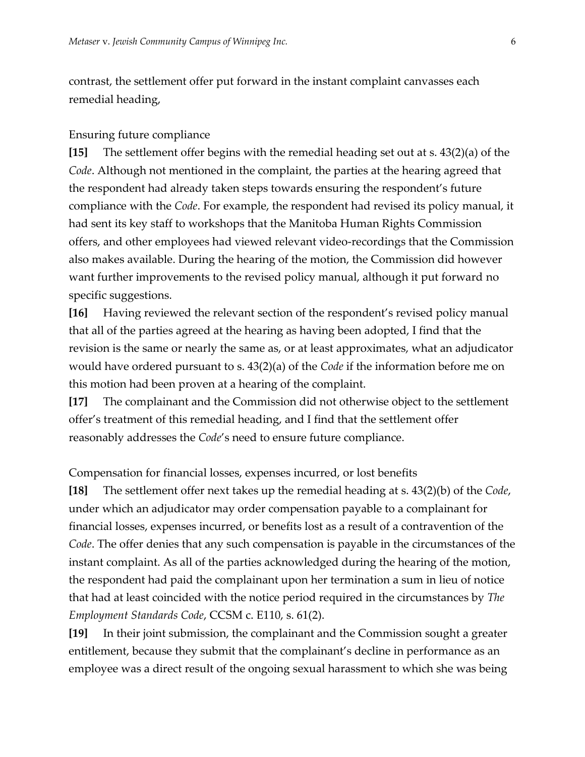contrast, the settlement offer put forward in the instant complaint canvasses each remedial heading,

### Ensuring future compliance

**[15]** The settlement offer begins with the remedial heading set out at s. 43(2)(a) of the *Code*. Although not mentioned in the complaint, the parties at the hearing agreed that the respondent had already taken steps towards ensuring the respondent's future compliance with the *Code*. For example, the respondent had revised its policy manual, it had sent its key staff to workshops that the Manitoba Human Rights Commission offers, and other employees had viewed relevant video-recordings that the Commission also makes available. During the hearing of the motion, the Commission did however want further improvements to the revised policy manual, although it put forward no specific suggestions.

**[16]** Having reviewed the relevant section of the respondent's revised policy manual that all of the parties agreed at the hearing as having been adopted, I find that the revision is the same or nearly the same as, or at least approximates, what an adjudicator would have ordered pursuant to s. 43(2)(a) of the *Code* if the information before me on this motion had been proven at a hearing of the complaint.

**[17]** The complainant and the Commission did not otherwise object to the settlement offer's treatment of this remedial heading, and I find that the settlement offer reasonably addresses the *Code*'s need to ensure future compliance.

### Compensation for financial losses, expenses incurred, or lost benefits

**[18]** The settlement offer next takes up the remedial heading at s. 43(2)(b) of the *Code*, under which an adjudicator may order compensation payable to a complainant for financial losses, expenses incurred, or benefits lost as a result of a contravention of the *Code*. The offer denies that any such compensation is payable in the circumstances of the instant complaint. As all of the parties acknowledged during the hearing of the motion, the respondent had paid the complainant upon her termination a sum in lieu of notice that had at least coincided with the notice period required in the circumstances by *The Employment Standards Code*, CCSM c. E110, s. 61(2).

**[19]** In their joint submission, the complainant and the Commission sought a greater entitlement, because they submit that the complainant's decline in performance as an employee was a direct result of the ongoing sexual harassment to which she was being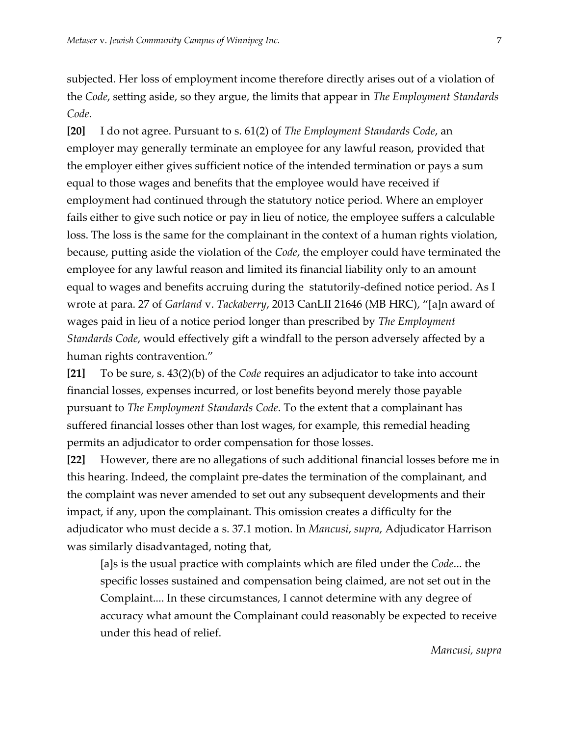subjected. Her loss of employment income therefore directly arises out of a violation of the *Code*, setting aside, so they argue, the limits that appear in *The Employment Standards Code.*

**[20]** I do not agree. Pursuant to s. 61(2) of *The Employment Standards Code*, an employer may generally terminate an employee for any lawful reason, provided that the employer either gives sufficient notice of the intended termination or pays a sum equal to those wages and benefits that the employee would have received if employment had continued through the statutory notice period. Where an employer fails either to give such notice or pay in lieu of notice, the employee suffers a calculable loss. The loss is the same for the complainant in the context of a human rights violation, because, putting aside the violation of the *Code*, the employer could have terminated the employee for any lawful reason and limited its financial liability only to an amount equal to wages and benefits accruing during the statutorily-defined notice period. As I wrote at para. 27 of *Garland* v. *Tackaberry*, 2013 CanLII 21646 (MB HRC), "[a]n award of wages paid in lieu of a notice period longer than prescribed by *The Employment Standards Code*, would effectively gift a windfall to the person adversely affected by a human rights contravention."

**[21]** To be sure, s. 43(2)(b) of the *Code* requires an adjudicator to take into account financial losses, expenses incurred, or lost benefits beyond merely those payable pursuant to *The Employment Standards Code*. To the extent that a complainant has suffered financial losses other than lost wages, for example, this remedial heading permits an adjudicator to order compensation for those losses.

**[22]** However, there are no allegations of such additional financial losses before me in this hearing. Indeed, the complaint pre-dates the termination of the complainant, and the complaint was never amended to set out any subsequent developments and their impact, if any, upon the complainant. This omission creates a difficulty for the adjudicator who must decide a s. 37.1 motion. In *Mancusi*, *supra*, Adjudicator Harrison was similarly disadvantaged, noting that,

> [a]s is the usual practice with complaints which are filed under the *Code*... the specific losses sustained and compensation being claimed, are not set out in the Complaint.... In these circumstances, I cannot determine with any degree of accuracy what amount the Complainant could reasonably be expected to receive under this head of relief.
>
> *Mancusi*, *supra*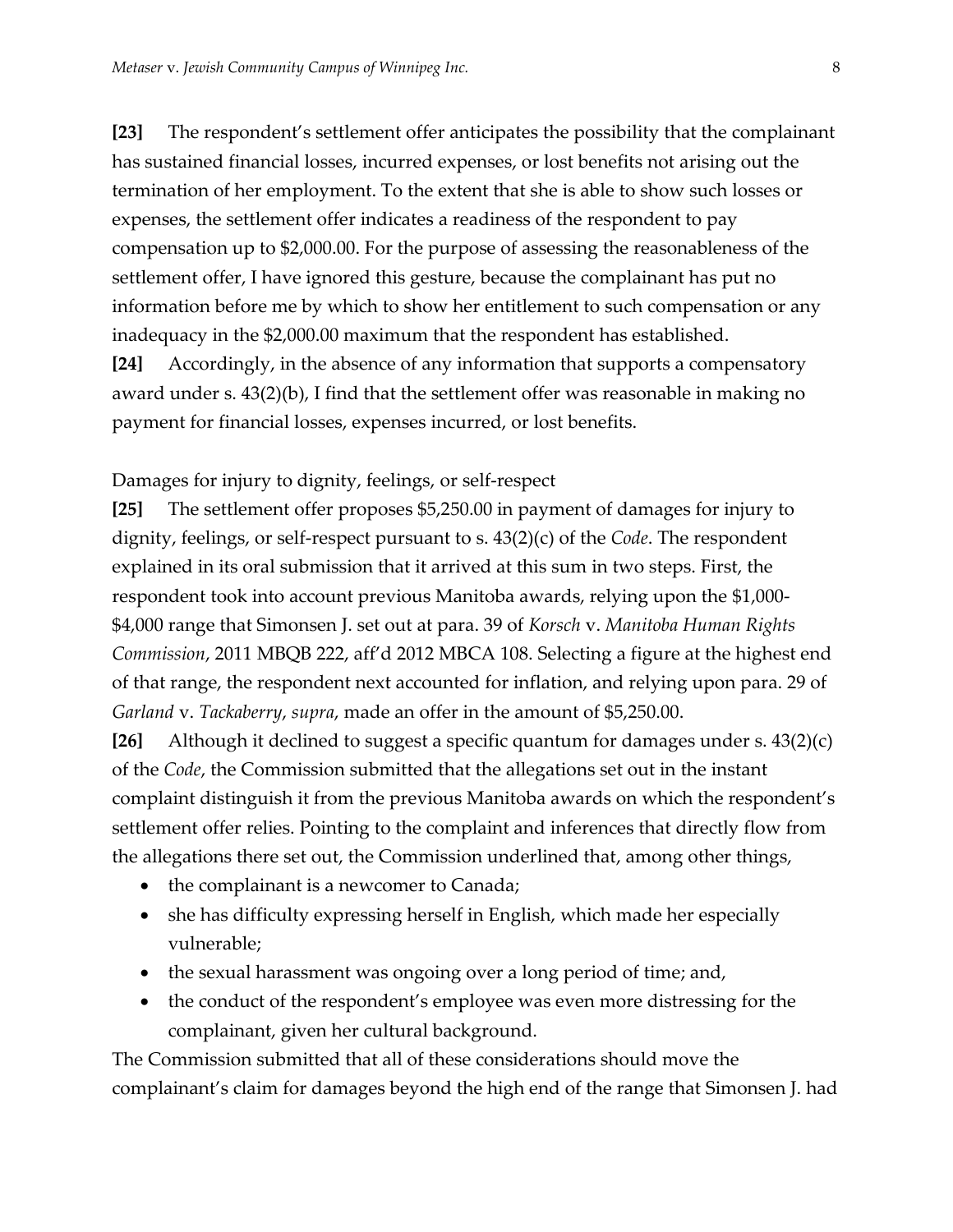**[23]** The respondent's settlement offer anticipates the possibility that the complainant has sustained financial losses, incurred expenses, or lost benefits not arising out the termination of her employment. To the extent that she is able to show such losses or expenses, the settlement offer indicates a readiness of the respondent to pay compensation up to $2,000.00. For the purpose of assessing the reasonableness of the settlement offer, I have ignored this gesture, because the complainant has put no information before me by which to show her entitlement to such compensation or any inadequacy in the $2,000.00 maximum that the respondent has established.

**[24]** Accordingly, in the absence of any information that supports a compensatory award under s. 43(2)(b), I find that the settlement offer was reasonable in making no payment for financial losses, expenses incurred, or lost benefits.

Damages for injury to dignity, feelings, or self-respect

**[25]** The settlement offer proposes $5,250.00 in payment of damages for injury to dignity, feelings, or self-respect pursuant to s. 43(2)(c) of the *Code*. The respondent explained in its oral submission that it arrived at this sum in two steps. First, the respondent took into account previous Manitoba awards, relying upon the $1,000-$4,000 range that Simonsen J. set out at para. 39 of *Korsch* v. *Manitoba Human Rights Commission*, 2011 MBQB 222, aff'd 2012 MBCA 108. Selecting a figure at the highest end of that range, the respondent next accounted for inflation, and relying upon para. 29 of *Garland* v. *Tackaberry*, *supra*, made an offer in the amount of $5,250.00.

**[26]** Although it declined to suggest a specific quantum for damages under s. 43(2)(c) of the *Code*, the Commission submitted that the allegations set out in the instant complaint distinguish it from the previous Manitoba awards on which the respondent's settlement offer relies. Pointing to the complaint and inferences that directly flow from the allegations there set out, the Commission underlined that, among other things,

- the complainant is a newcomer to Canada;
- she has difficulty expressing herself in English, which made her especially vulnerable;
- the sexual harassment was ongoing over a long period of time; and,
- the conduct of the respondent's employee was even more distressing for the complainant, given her cultural background.

The Commission submitted that all of these considerations should move the complainant's claim for damages beyond the high end of the range that Simonsen J. had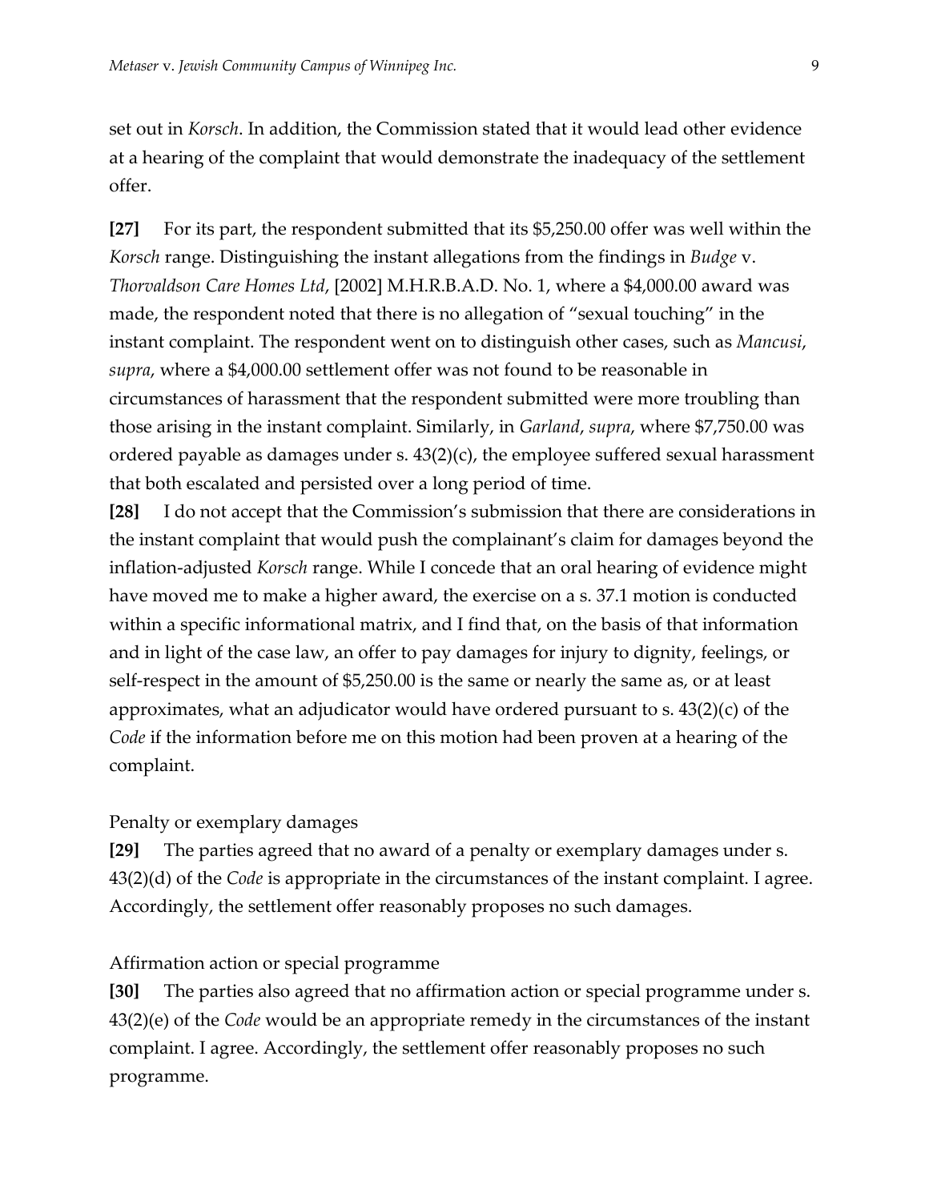set out in *Korsch*. In addition, the Commission stated that it would lead other evidence at a hearing of the complaint that would demonstrate the inadequacy of the settlement offer.

**[27]** For its part, the respondent submitted that its $5,250.00 offer was well within the *Korsch* range. Distinguishing the instant allegations from the findings in *Budge* v. *Thorvaldson Care Homes Ltd*, [2002] M.H.R.B.A.D. No. 1, where a $4,000.00 award was made, the respondent noted that there is no allegation of "sexual touching" in the instant complaint. The respondent went on to distinguish other cases, such as *Mancusi*, *supra*, where a $4,000.00 settlement offer was not found to be reasonable in circumstances of harassment that the respondent submitted were more troubling than those arising in the instant complaint. Similarly, in *Garland*, *supra*, where $7,750.00 was ordered payable as damages under s. 43(2)(c), the employee suffered sexual harassment that both escalated and persisted over a long period of time.

**[28]** I do not accept that the Commission's submission that there are considerations in the instant complaint that would push the complainant's claim for damages beyond the inflation-adjusted *Korsch* range. While I concede that an oral hearing of evidence might have moved me to make a higher award, the exercise on a s. 37.1 motion is conducted within a specific informational matrix, and I find that, on the basis of that information and in light of the case law, an offer to pay damages for injury to dignity, feelings, or self-respect in the amount of $5,250.00 is the same or nearly the same as, or at least approximates, what an adjudicator would have ordered pursuant to s. 43(2)(c) of the *Code* if the information before me on this motion had been proven at a hearing of the complaint.

Penalty or exemplary damages

**[29]** The parties agreed that no award of a penalty or exemplary damages under s. 43(2)(d) of the *Code* is appropriate in the circumstances of the instant complaint. I agree. Accordingly, the settlement offer reasonably proposes no such damages.

Affirmation action or special programme

**[30]** The parties also agreed that no affirmation action or special programme under s. 43(2)(e) of the *Code* would be an appropriate remedy in the circumstances of the instant complaint. I agree. Accordingly, the settlement offer reasonably proposes no such programme.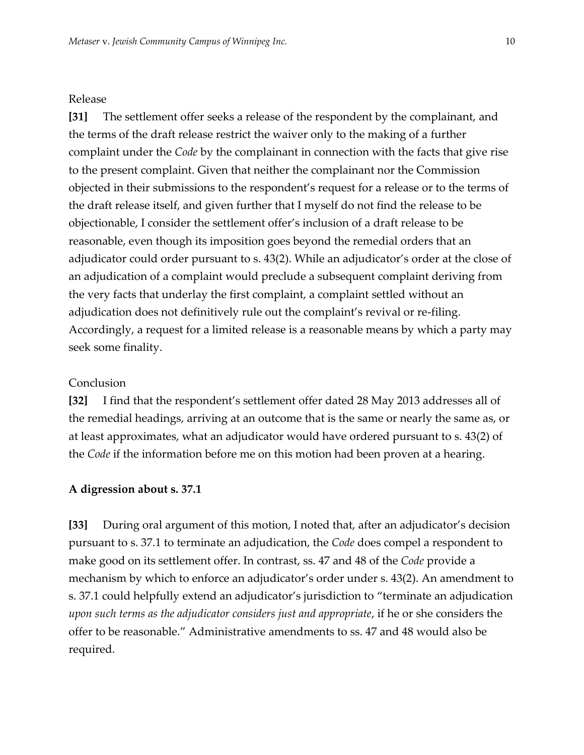Release

**[31]** The settlement offer seeks a release of the respondent by the complainant, and the terms of the draft release restrict the waiver only to the making of a further complaint under the *Code* by the complainant in connection with the facts that give rise to the present complaint. Given that neither the complainant nor the Commission objected in their submissions to the respondent's request for a release or to the terms of the draft release itself, and given further that I myself do not find the release to be objectionable, I consider the settlement offer's inclusion of a draft release to be reasonable, even though its imposition goes beyond the remedial orders that an adjudicator could order pursuant to s. 43(2). While an adjudicator's order at the close of an adjudication of a complaint would preclude a subsequent complaint deriving from the very facts that underlay the first complaint, a complaint settled without an adjudication does not definitively rule out the complaint's revival or re-filing. Accordingly, a request for a limited release is a reasonable means by which a party may seek some finality.

Conclusion

**[32]** I find that the respondent's settlement offer dated 28 May 2013 addresses all of the remedial headings, arriving at an outcome that is the same or nearly the same as, or at least approximates, what an adjudicator would have ordered pursuant to s. 43(2) of the *Code* if the information before me on this motion had been proven at a hearing.

**A digression about s. 37.1**

**[33]** During oral argument of this motion, I noted that, after an adjudicator's decision pursuant to s. 37.1 to terminate an adjudication, the *Code* does compel a respondent to make good on its settlement offer. In contrast, ss. 47 and 48 of the *Code* provide a mechanism by which to enforce an adjudicator's order under s. 43(2). An amendment to s. 37.1 could helpfully extend an adjudicator's jurisdiction to "terminate an adjudication *upon such terms as the adjudicator considers just and appropriate*, if he or she considers the offer to be reasonable." Administrative amendments to ss. 47 and 48 would also be required.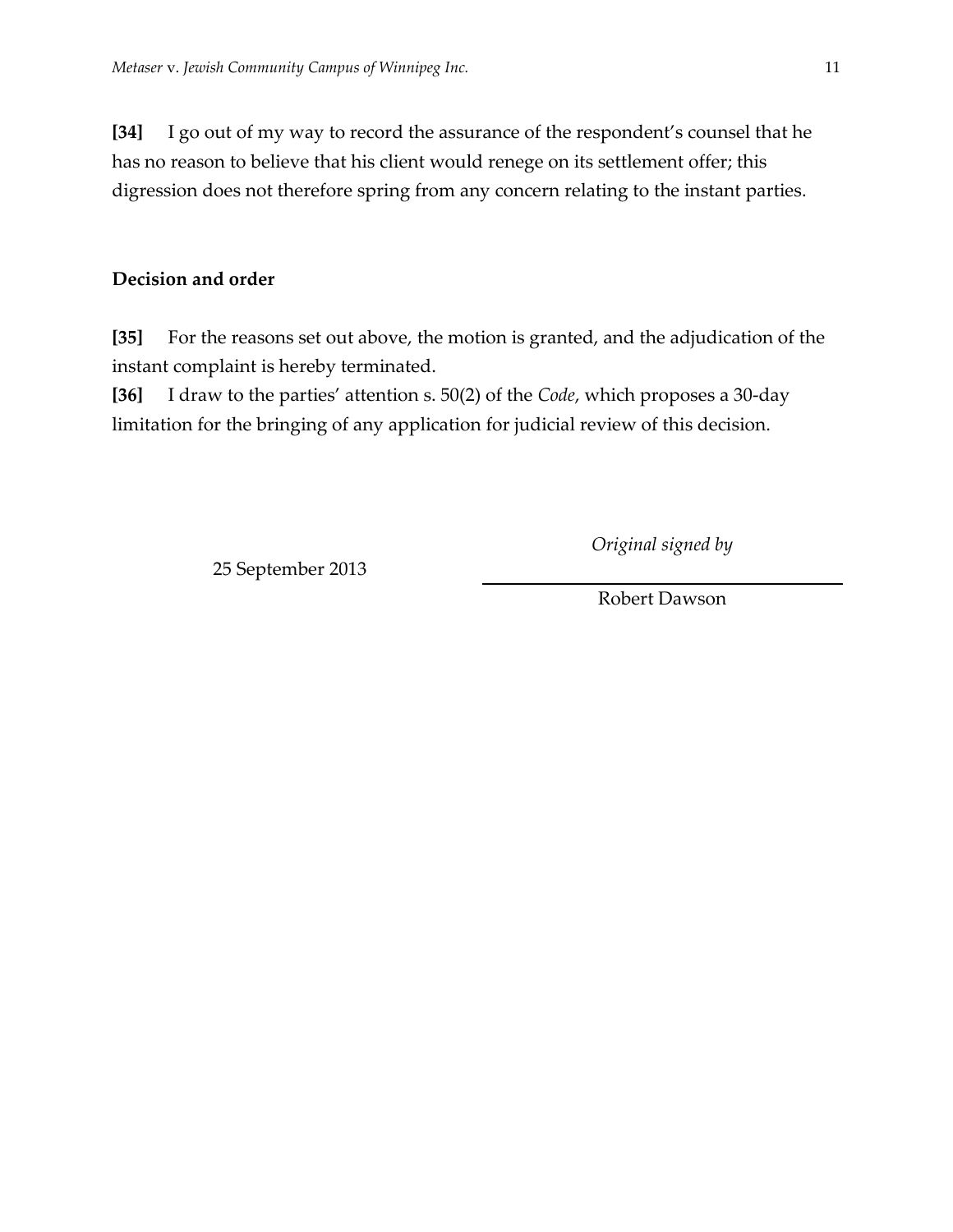**[34]** I go out of my way to record the assurance of the respondent's counsel that he has no reason to believe that his client would renege on its settlement offer; this digression does not therefore spring from any concern relating to the instant parties.

### Decision and order

**[35]** For the reasons set out above, the motion is granted, and the adjudication of the instant complaint is hereby terminated.

**[36]** I draw to the parties' attention s. 50(2) of the *Code*, which proposes a 30-day limitation for the bringing of any application for judicial review of this decision.

25 September 2013

*Original signed by*

Robert Dawson